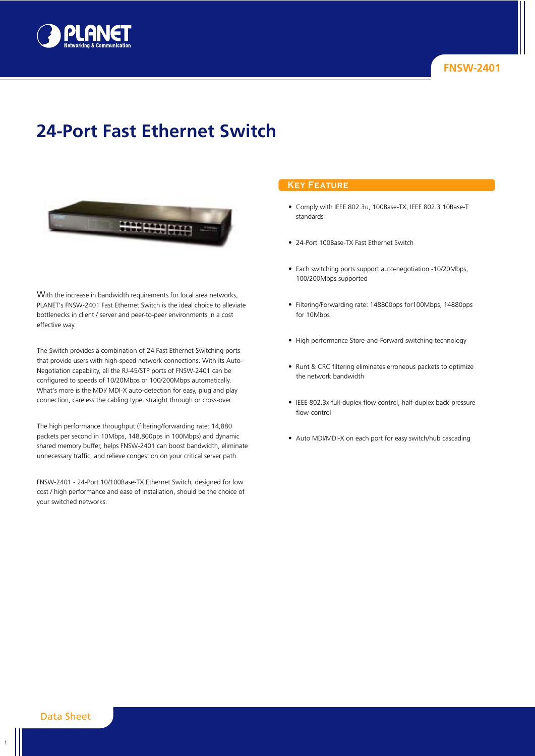FNSW-2401

# 24-Port Fast Ethernet Switch

With the increase in bandwidth requirements for local area networks, PLANET's FNSW-2401 Fast Ethernet Switch is the ideal choice to alleviate bottlenecks in client / server and peer-to-peer environments in a cost effective way.

The Switch provides a combination of 24 Fast Ethernet Switching ports that provide users with high-speed network connections. With its Auto-Negotiation capability, all the RJ-45/STP ports of FNSW-2401 can be configured to speeds of 10/20Mbps or 100/200Mbps automatically. What's more is the MDI/ MDI-X auto-detection for easy, plug and play connection, careless the cabling type, straight through or cross-over.

The high performance throughput (filtering/forwarding rate: 14,880 packets per second in 10Mbps, 148,800pps in 100Mbps) and dynamic shared memory buffer, helps FNSW-2401 can boost bandwidth, eliminate unnecessary traffic, and relieve congestion on your critical server path.

FNSW-2401 - 24-Port 10/100Base-TX Ethernet Switch, designed for low cost / high performance and ease of installation, should be the choice of your switched networks.

## Key Feature

- Comply with IEEE 802.3u, 100Base-TX, IEEE 802.3 10Base-T standards
- 24-Port 100Base-TX Fast Ethernet Switch
- Each switching ports support auto-negotiation -10/20Mbps, 100/200Mbps supported
- Filtering/Forwarding rate: 148800pps for100Mbps, 14880pps for 10Mbps
- High performance Store-and-Forward switching technology
- Runt & CRC filtering eliminates erroneous packets to optimize the network bandwidth
- IEEE 802.3x full-duplex flow control, half-duplex back-pressure flow-control
- Auto MDI/MDI-X on each port for easy switch/hub cascading

Data Sheet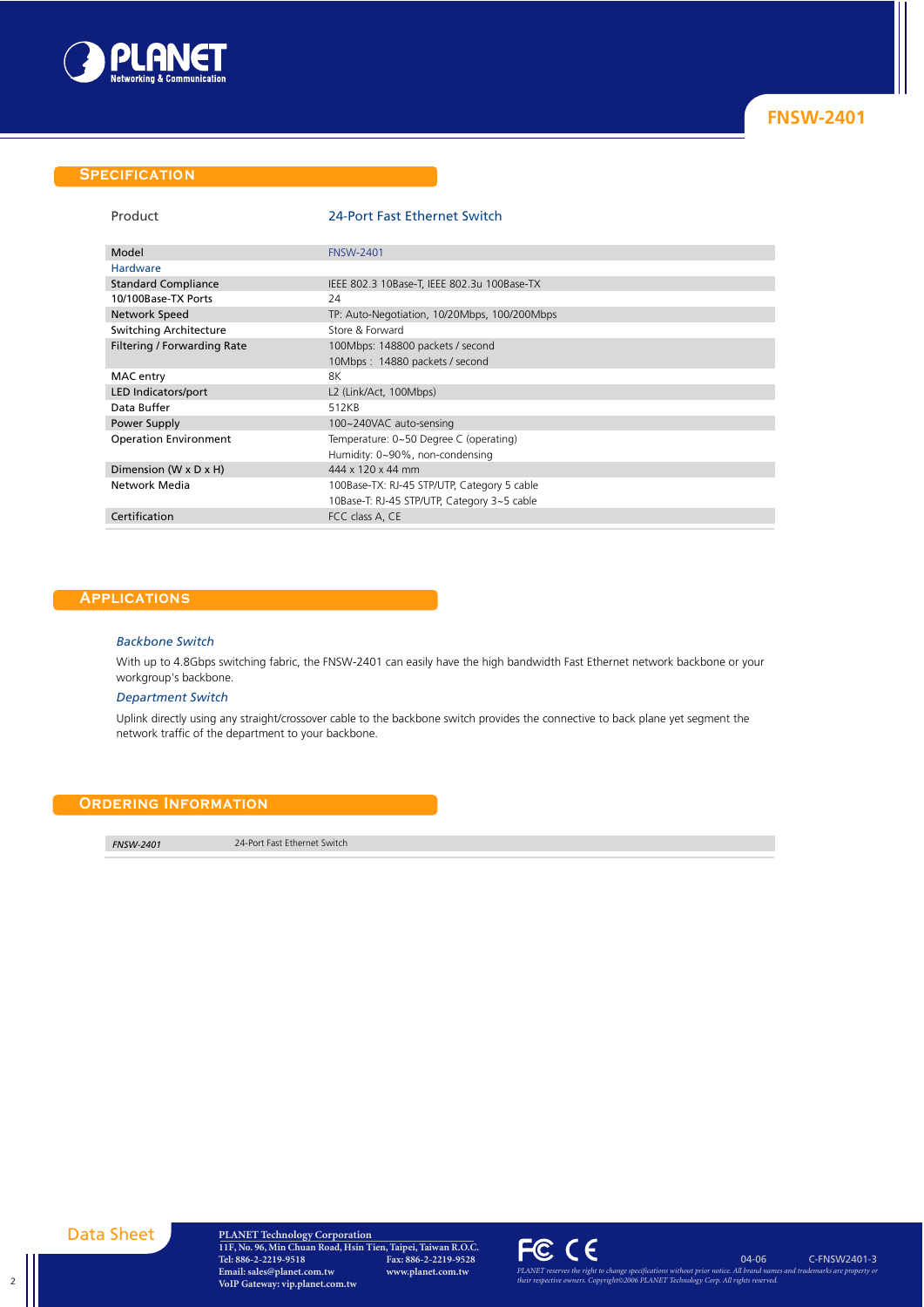## Specification

| Product | 24-Port Fast Ethernet Switch |
|---|---|
| Model | FNSW-2401 |
| Hardware | |
| Standard Compliance | IEEE 802.3 10Base-T, IEEE 802.3u 100Base-TX |
| 10/100Base-TX Ports | 24 |
| Network Speed | TP: Auto-Negotiation, 10/20Mbps, 100/200Mbps |
| Switching Architecture | Store & Forward |
| Filtering / Forwarding Rate | 100Mbps: 148800 packets / second<br>10Mbps : 14880 packets / second |
| MAC entry | 8K |
| LED Indicators/port | L2 (Link/Act, 100Mbps) |
| Data Buffer | 512KB |
| Power Supply | 100~240VAC auto-sensing |
| Operation Environment | Temperature: 0~50 Degree C (operating)<br>Humidity: 0~90%, non-condensing |
| Dimension (W x D x H) | 444 x 120 x 44 mm |
| Network Media | 100Base-TX: RJ-45 STP/UTP, Category 5 cable<br>10Base-T: RJ-45 STP/UTP, Category 3~5 cable |
| Certification | FCC class A, CE |

## Applications

*Backbone Switch*

With up to 4.8Gbps switching fabric, the FNSW-2401 can easily have the high bandwidth Fast Ethernet network backbone or your workgroup's backbone.

*Department Switch*

Uplink directly using any straight/crossover cable to the backbone switch provides the connective to back plane yet segment the network traffic of the department to your backbone.

## Ordering Information

| | |
|---|---|
| *FNSW-2401* | 24-Port Fast Ethernet Switch |

Data Sheet

**PLANET Technology Corporation**
**11F, No. 96, Min Chuan Road, Hsin Tien, Taipei, Taiwan R.O.C.**
**Tel: 886-2-2219-9518** **Fax: 886-2-2219-9528**
**Email: sales@planet.com.tw** **www.planet.com.tw**
**VoIP Gateway: vip.planet.com.tw**

*PLANET reserves the right to change specifications without prior notice. All brand names and trademarks are property of their respective owners. Copyright©2006 PLANET Technology Corp. All rights reserved.*

04-06 C-FNSW2401-3